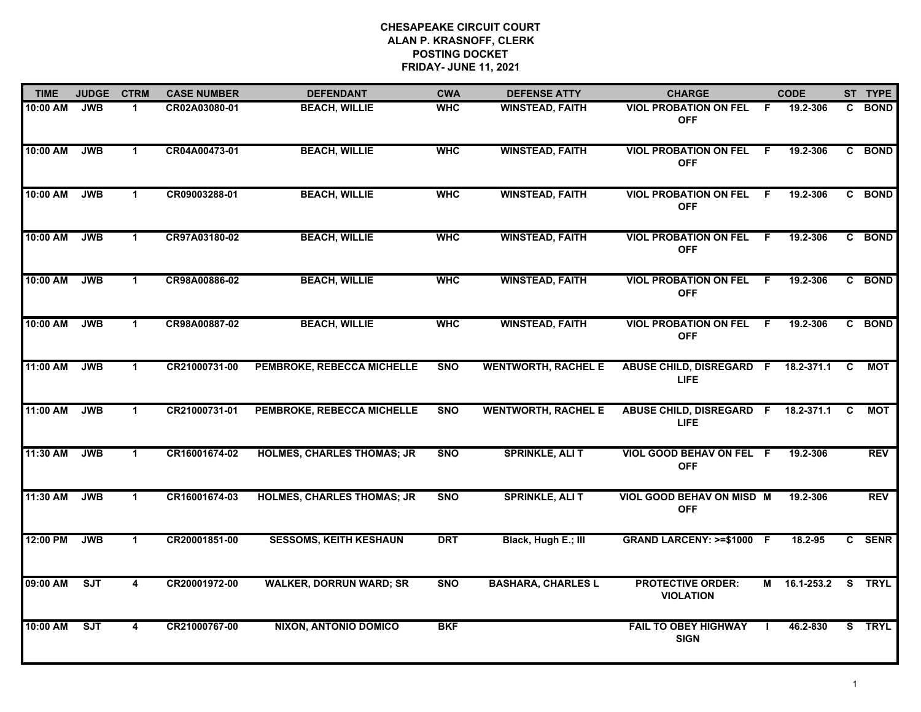**CHESAPEAKE CIRCUIT COURT**
**ALAN P. KRASNOFF, CLERK**
**POSTING DOCKET**
**FRIDAY- JUNE 11, 2021**

| TIME | JUDGE | CTRM | CASE NUMBER | DEFENDANT | CWA | DEFENSE ATTY | CHARGE | | CODE | ST | TYPE |
|---|---|---|---|---|---|---|---|---|---|---|---|
| 10:00 AM | JWB | 1 | CR02A03080-01 | BEACH, WILLIE | WHC | WINSTEAD, FAITH | VIOL PROBATION ON FEL OFF | F | 19.2-306 | C | BOND |
| 10:00 AM | JWB | 1 | CR04A00473-01 | BEACH, WILLIE | WHC | WINSTEAD, FAITH | VIOL PROBATION ON FEL OFF | F | 19.2-306 | C | BOND |
| 10:00 AM | JWB | 1 | CR09003288-01 | BEACH, WILLIE | WHC | WINSTEAD, FAITH | VIOL PROBATION ON FEL OFF | F | 19.2-306 | C | BOND |
| 10:00 AM | JWB | 1 | CR97A03180-02 | BEACH, WILLIE | WHC | WINSTEAD, FAITH | VIOL PROBATION ON FEL OFF | F | 19.2-306 | C | BOND |
| 10:00 AM | JWB | 1 | CR98A00886-02 | BEACH, WILLIE | WHC | WINSTEAD, FAITH | VIOL PROBATION ON FEL OFF | F | 19.2-306 | C | BOND |
| 10:00 AM | JWB | 1 | CR98A00887-02 | BEACH, WILLIE | WHC | WINSTEAD, FAITH | VIOL PROBATION ON FEL OFF | F | 19.2-306 | C | BOND |
| 11:00 AM | JWB | 1 | CR21000731-00 | PEMBROKE, REBECCA MICHELLE | SNO | WENTWORTH, RACHEL E | ABUSE CHILD, DISREGARD LIFE | F | 18.2-371.1 | C | MOT |
| 11:00 AM | JWB | 1 | CR21000731-01 | PEMBROKE, REBECCA MICHELLE | SNO | WENTWORTH, RACHEL E | ABUSE CHILD, DISREGARD LIFE | F | 18.2-371.1 | C | MOT |
| 11:30 AM | JWB | 1 | CR16001674-02 | HOLMES, CHARLES THOMAS; JR | SNO | SPRINKLE, ALI T | VIOL GOOD BEHAV ON FEL OFF | F | 19.2-306 | | REV |
| 11:30 AM | JWB | 1 | CR16001674-03 | HOLMES, CHARLES THOMAS; JR | SNO | SPRINKLE, ALI T | VIOL GOOD BEHAV ON MISD OFF | M | 19.2-306 | | REV |
| 12:00 PM | JWB | 1 | CR20001851-00 | SESSOMS, KEITH KESHAUN | DRT | Black, Hugh E.; III | GRAND LARCENY: >=$1000 | F | 18.2-95 | C | SENR |
| 09:00 AM | SJT | 4 | CR20001972-00 | WALKER, DORRUN WARD; SR | SNO | BASHARA, CHARLES L | PROTECTIVE ORDER: VIOLATION | M | 16.1-253.2 | S | TRYL |
| 10:00 AM | SJT | 4 | CR21000767-00 | NIXON, ANTONIO DOMICO | BKF | | FAIL TO OBEY HIGHWAY SIGN | I | 46.2-830 | S | TRYL |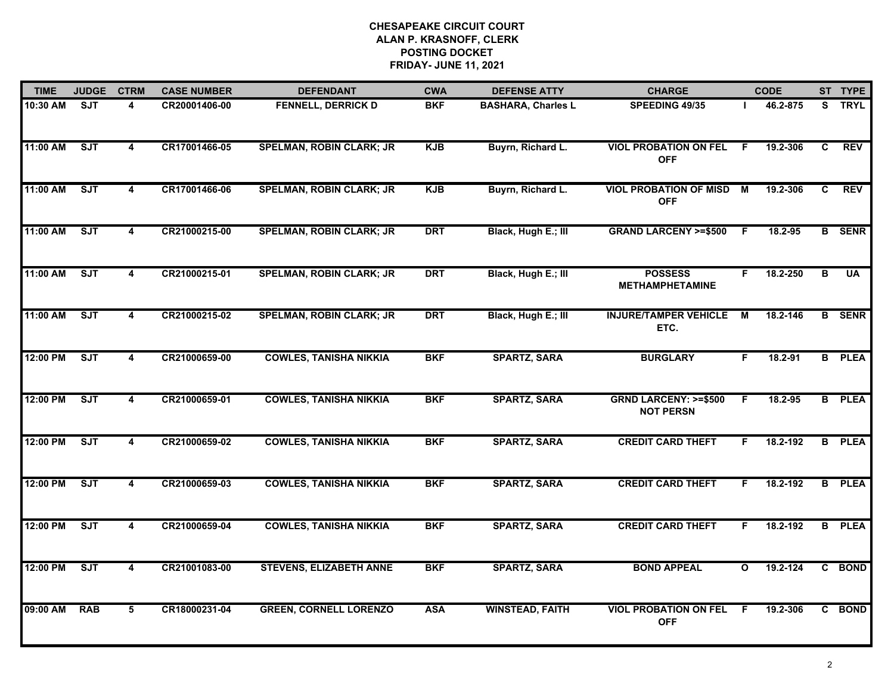**CHESAPEAKE CIRCUIT COURT**
**ALAN P. KRASNOFF, CLERK**
**POSTING DOCKET**
**FRIDAY- JUNE 11, 2021**

| TIME | JUDGE | CTRM | CASE NUMBER | DEFENDANT | CWA | DEFENSE ATTY | CHARGE | | CODE | ST | TYPE |
|---|---|---|---|---|---|---|---|---|---|---|---|
| 10:30 AM | SJT | 4 | CR20001406-00 | FENNELL, DERRICK D | BKF | BASHARA, Charles L | SPEEDING 49/35 | I | 46.2-875 | S | TRYL |
| 11:00 AM | SJT | 4 | CR17001466-05 | SPELMAN, ROBIN CLARK; JR | KJB | Buyrn, Richard L. | VIOL PROBATION ON FEL OFF | F | 19.2-306 | C | REV |
| 11:00 AM | SJT | 4 | CR17001466-06 | SPELMAN, ROBIN CLARK; JR | KJB | Buyrn, Richard L. | VIOL PROBATION OF MISD OFF | M | 19.2-306 | C | REV |
| 11:00 AM | SJT | 4 | CR21000215-00 | SPELMAN, ROBIN CLARK; JR | DRT | Black, Hugh E.; III | GRAND LARCENY >=$500 | F | 18.2-95 | B | SENR |
| 11:00 AM | SJT | 4 | CR21000215-01 | SPELMAN, ROBIN CLARK; JR | DRT | Black, Hugh E.; III | POSSESS METHAMPHETAMINE | F | 18.2-250 | B | UA |
| 11:00 AM | SJT | 4 | CR21000215-02 | SPELMAN, ROBIN CLARK; JR | DRT | Black, Hugh E.; III | INJURE/TAMPER VEHICLE ETC. | M | 18.2-146 | B | SENR |
| 12:00 PM | SJT | 4 | CR21000659-00 | COWLES, TANISHA NIKKIA | BKF | SPARTZ, SARA | BURGLARY | F | 18.2-91 | B | PLEA |
| 12:00 PM | SJT | 4 | CR21000659-01 | COWLES, TANISHA NIKKIA | BKF | SPARTZ, SARA | GRND LARCENY: >=$500 NOT PERSN | F | 18.2-95 | B | PLEA |
| 12:00 PM | SJT | 4 | CR21000659-02 | COWLES, TANISHA NIKKIA | BKF | SPARTZ, SARA | CREDIT CARD THEFT | F | 18.2-192 | B | PLEA |
| 12:00 PM | SJT | 4 | CR21000659-03 | COWLES, TANISHA NIKKIA | BKF | SPARTZ, SARA | CREDIT CARD THEFT | F | 18.2-192 | B | PLEA |
| 12:00 PM | SJT | 4 | CR21000659-04 | COWLES, TANISHA NIKKIA | BKF | SPARTZ, SARA | CREDIT CARD THEFT | F | 18.2-192 | B | PLEA |
| 12:00 PM | SJT | 4 | CR21001083-00 | STEVENS, ELIZABETH ANNE | BKF | SPARTZ, SARA | BOND APPEAL | O | 19.2-124 | C | BOND |
| 09:00 AM | RAB | 5 | CR18000231-04 | GREEN, CORNELL LORENZO | ASA | WINSTEAD, FAITH | VIOL PROBATION ON FEL OFF | F | 19.2-306 | C | BOND |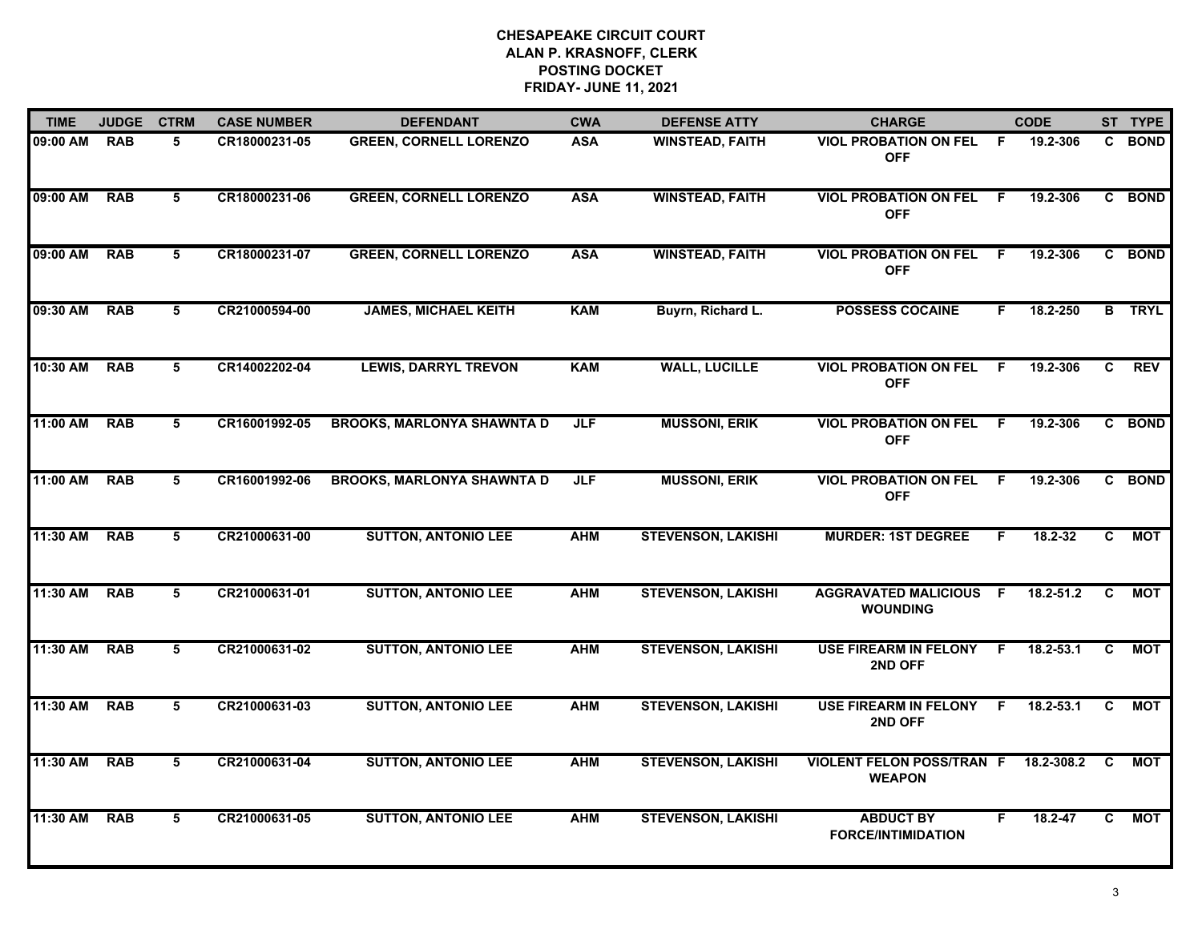# CHESAPEAKE CIRCUIT COURT
## ALAN P. KRASNOFF, CLERK
## POSTING DOCKET
## FRIDAY- JUNE 11, 2021

| TIME | JUDGE | CTRM | CASE NUMBER | DEFENDANT | CWA | DEFENSE ATTY | CHARGE | | CODE | ST | TYPE |
|---|---|---|---|---|---|---|---|---|---|---|---|
| 09:00 AM | RAB | 5 | CR18000231-05 | GREEN, CORNELL LORENZO | ASA | WINSTEAD, FAITH | VIOL PROBATION ON FEL OFF | F | 19.2-306 | C | BOND |
| 09:00 AM | RAB | 5 | CR18000231-06 | GREEN, CORNELL LORENZO | ASA | WINSTEAD, FAITH | VIOL PROBATION ON FEL OFF | F | 19.2-306 | C | BOND |
| 09:00 AM | RAB | 5 | CR18000231-07 | GREEN, CORNELL LORENZO | ASA | WINSTEAD, FAITH | VIOL PROBATION ON FEL OFF | F | 19.2-306 | C | BOND |
| 09:30 AM | RAB | 5 | CR21000594-00 | JAMES, MICHAEL KEITH | KAM | Buyrn, Richard L. | POSSESS COCAINE | F | 18.2-250 | B | TRYL |
| 10:30 AM | RAB | 5 | CR14002202-04 | LEWIS, DARRYL TREVON | KAM | WALL, LUCILLE | VIOL PROBATION ON FEL OFF | F | 19.2-306 | C | REV |
| 11:00 AM | RAB | 5 | CR16001992-05 | BROOKS, MARLONYA SHAWNTA D | JLF | MUSSONI, ERIK | VIOL PROBATION ON FEL OFF | F | 19.2-306 | C | BOND |
| 11:00 AM | RAB | 5 | CR16001992-06 | BROOKS, MARLONYA SHAWNTA D | JLF | MUSSONI, ERIK | VIOL PROBATION ON FEL OFF | F | 19.2-306 | C | BOND |
| 11:30 AM | RAB | 5 | CR21000631-00 | SUTTON, ANTONIO LEE | AHM | STEVENSON, LAKISHI | MURDER: 1ST DEGREE | F | 18.2-32 | C | MOT |
| 11:30 AM | RAB | 5 | CR21000631-01 | SUTTON, ANTONIO LEE | AHM | STEVENSON, LAKISHI | AGGRAVATED MALICIOUS WOUNDING | F | 18.2-51.2 | C | MOT |
| 11:30 AM | RAB | 5 | CR21000631-02 | SUTTON, ANTONIO LEE | AHM | STEVENSON, LAKISHI | USE FIREARM IN FELONY 2ND OFF | F | 18.2-53.1 | C | MOT |
| 11:30 AM | RAB | 5 | CR21000631-03 | SUTTON, ANTONIO LEE | AHM | STEVENSON, LAKISHI | USE FIREARM IN FELONY 2ND OFF | F | 18.2-53.1 | C | MOT |
| 11:30 AM | RAB | 5 | CR21000631-04 | SUTTON, ANTONIO LEE | AHM | STEVENSON, LAKISHI | VIOLENT FELON POSS/TRAN WEAPON | F | 18.2-308.2 | C | MOT |
| 11:30 AM | RAB | 5 | CR21000631-05 | SUTTON, ANTONIO LEE | AHM | STEVENSON, LAKISHI | ABDUCT BY FORCE/INTIMIDATION | F | 18.2-47 | C | MOT |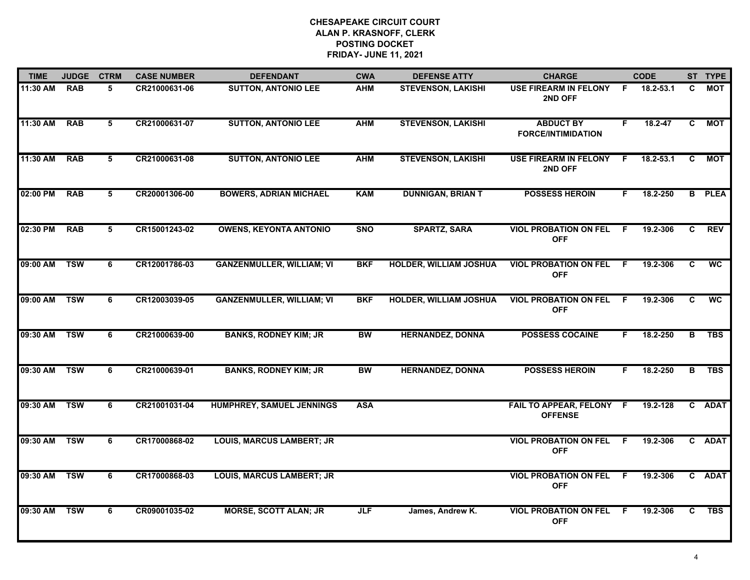**CHESAPEAKE CIRCUIT COURT**
**ALAN P. KRASNOFF, CLERK**
**POSTING DOCKET**
**FRIDAY- JUNE 11, 2021**

| TIME | JUDGE | CTRM | CASE NUMBER | DEFENDANT | CWA | DEFENSE ATTY | CHARGE | | CODE | ST | TYPE |
|---|---|---|---|---|---|---|---|---|---|---|---|
| 11:30 AM | RAB | 5 | CR21000631-06 | SUTTON, ANTONIO LEE | AHM | STEVENSON, LAKISHI | USE FIREARM IN FELONY 2ND OFF | F | 18.2-53.1 | C | MOT |
| 11:30 AM | RAB | 5 | CR21000631-07 | SUTTON, ANTONIO LEE | AHM | STEVENSON, LAKISHI | ABDUCT BY FORCE/INTIMIDATION | F | 18.2-47 | C | MOT |
| 11:30 AM | RAB | 5 | CR21000631-08 | SUTTON, ANTONIO LEE | AHM | STEVENSON, LAKISHI | USE FIREARM IN FELONY 2ND OFF | F | 18.2-53.1 | C | MOT |
| 02:00 PM | RAB | 5 | CR20001306-00 | BOWERS, ADRIAN MICHAEL | KAM | DUNNIGAN, BRIAN T | POSSESS HEROIN | F | 18.2-250 | B | PLEA |
| 02:30 PM | RAB | 5 | CR15001243-02 | OWENS, KEYONTA ANTONIO | SNO | SPARTZ, SARA | VIOL PROBATION ON FEL OFF | F | 19.2-306 | C | REV |
| 09:00 AM | TSW | 6 | CR12001786-03 | GANZENMULLER, WILLIAM; VI | BKF | HOLDER, WILLIAM JOSHUA | VIOL PROBATION ON FEL OFF | F | 19.2-306 | C | WC |
| 09:00 AM | TSW | 6 | CR12003039-05 | GANZENMULLER, WILLIAM; VI | BKF | HOLDER, WILLIAM JOSHUA | VIOL PROBATION ON FEL OFF | F | 19.2-306 | C | WC |
| 09:30 AM | TSW | 6 | CR21000639-00 | BANKS, RODNEY KIM; JR | BW | HERNANDEZ, DONNA | POSSESS COCAINE | F | 18.2-250 | B | TBS |
| 09:30 AM | TSW | 6 | CR21000639-01 | BANKS, RODNEY KIM; JR | BW | HERNANDEZ, DONNA | POSSESS HEROIN | F | 18.2-250 | B | TBS |
| 09:30 AM | TSW | 6 | CR21001031-04 | HUMPHREY, SAMUEL JENNINGS | ASA | | FAIL TO APPEAR, FELONY OFFENSE | F | 19.2-128 | C | ADAT |
| 09:30 AM | TSW | 6 | CR17000868-02 | LOUIS, MARCUS LAMBERT; JR | | | VIOL PROBATION ON FEL OFF | F | 19.2-306 | C | ADAT |
| 09:30 AM | TSW | 6 | CR17000868-03 | LOUIS, MARCUS LAMBERT; JR | | | VIOL PROBATION ON FEL OFF | F | 19.2-306 | C | ADAT |
| 09:30 AM | TSW | 6 | CR09001035-02 | MORSE, SCOTT ALAN; JR | JLF | James, Andrew K. | VIOL PROBATION ON FEL OFF | F | 19.2-306 | C | TBS |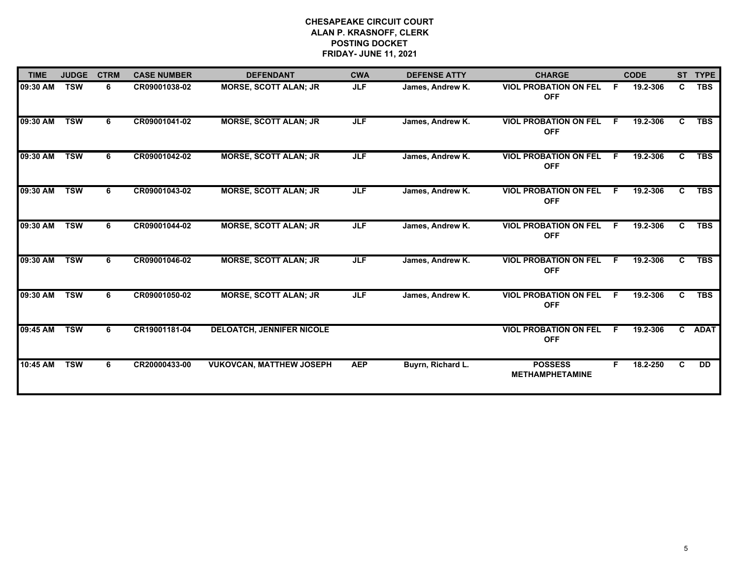# CHESAPEAKE CIRCUIT COURT
## ALAN P. KRASNOFF, CLERK
## POSTING DOCKET
## FRIDAY- JUNE 11, 2021

| TIME | JUDGE | CTRM | CASE NUMBER | DEFENDANT | CWA | DEFENSE ATTY | CHARGE | | CODE | ST | TYPE |
|---|---|---|---|---|---|---|---|---|---|---|---|
| 09:30 AM | TSW | 6 | CR09001038-02 | MORSE, SCOTT ALAN; JR | JLF | James, Andrew K. | VIOL PROBATION ON FEL OFF | F | 19.2-306 | C | TBS |
| 09:30 AM | TSW | 6 | CR09001041-02 | MORSE, SCOTT ALAN; JR | JLF | James, Andrew K. | VIOL PROBATION ON FEL OFF | F | 19.2-306 | C | TBS |
| 09:30 AM | TSW | 6 | CR09001042-02 | MORSE, SCOTT ALAN; JR | JLF | James, Andrew K. | VIOL PROBATION ON FEL OFF | F | 19.2-306 | C | TBS |
| 09:30 AM | TSW | 6 | CR09001043-02 | MORSE, SCOTT ALAN; JR | JLF | James, Andrew K. | VIOL PROBATION ON FEL OFF | F | 19.2-306 | C | TBS |
| 09:30 AM | TSW | 6 | CR09001044-02 | MORSE, SCOTT ALAN; JR | JLF | James, Andrew K. | VIOL PROBATION ON FEL OFF | F | 19.2-306 | C | TBS |
| 09:30 AM | TSW | 6 | CR09001046-02 | MORSE, SCOTT ALAN; JR | JLF | James, Andrew K. | VIOL PROBATION ON FEL OFF | F | 19.2-306 | C | TBS |
| 09:30 AM | TSW | 6 | CR09001050-02 | MORSE, SCOTT ALAN; JR | JLF | James, Andrew K. | VIOL PROBATION ON FEL OFF | F | 19.2-306 | C | TBS |
| 09:45 AM | TSW | 6 | CR19001181-04 | DELOATCH, JENNIFER NICOLE | | | VIOL PROBATION ON FEL OFF | F | 19.2-306 | C | ADAT |
| 10:45 AM | TSW | 6 | CR20000433-00 | VUKOVCAN, MATTHEW JOSEPH | AEP | Buyrn, Richard L. | POSSESS METHAMPHETAMINE | F | 18.2-250 | C | DD |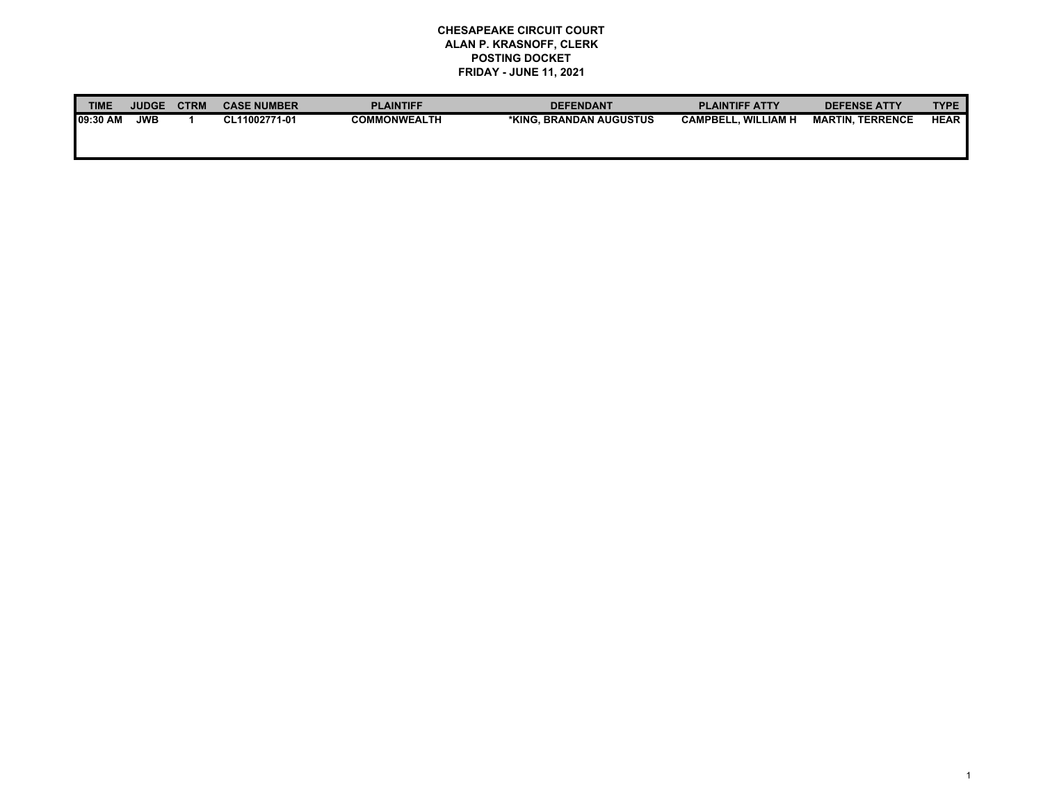**CHESAPEAKE CIRCUIT COURT**
**ALAN P. KRASNOFF, CLERK**
**POSTING DOCKET**
**FRIDAY - JUNE 11, 2021**

| TIME | JUDGE | CTRM | CASE NUMBER | PLAINTIFF | DEFENDANT | PLAINTIFF ATTY | DEFENSE ATTY | TYPE |
|---|---|---|---|---|---|---|---|---|
| 09:30 AM | JWB | 1 | CL11002771-01 | COMMONWEALTH | *KING, BRANDAN AUGUSTUS | CAMPBELL, WILLIAM H | MARTIN, TERRENCE | HEAR |